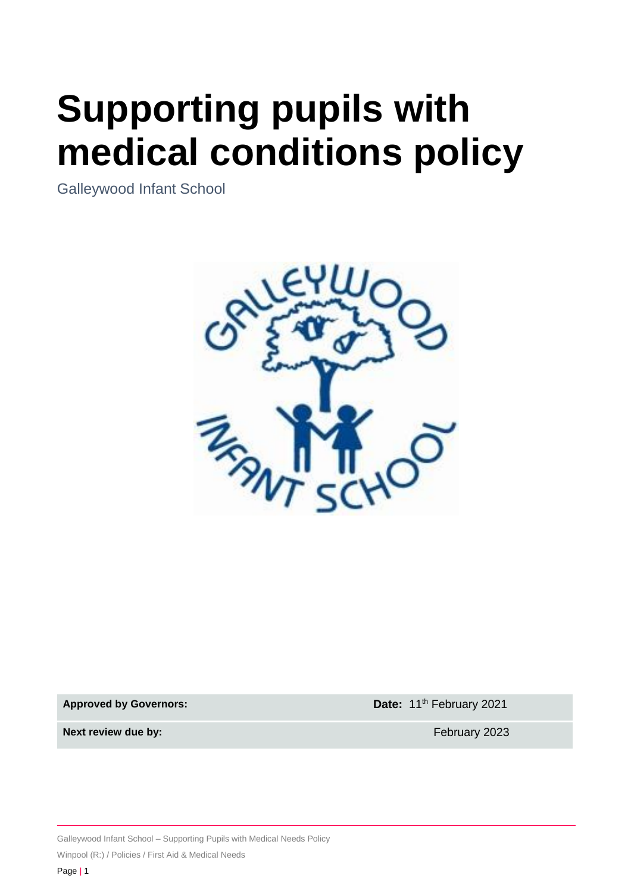# Supporting pupils with medical conditions policy

Galleywood Infant School

| Approved by Governors: | Date: 11th February 2021 |
| --- | --- |
| Next review due by: | February 2023 |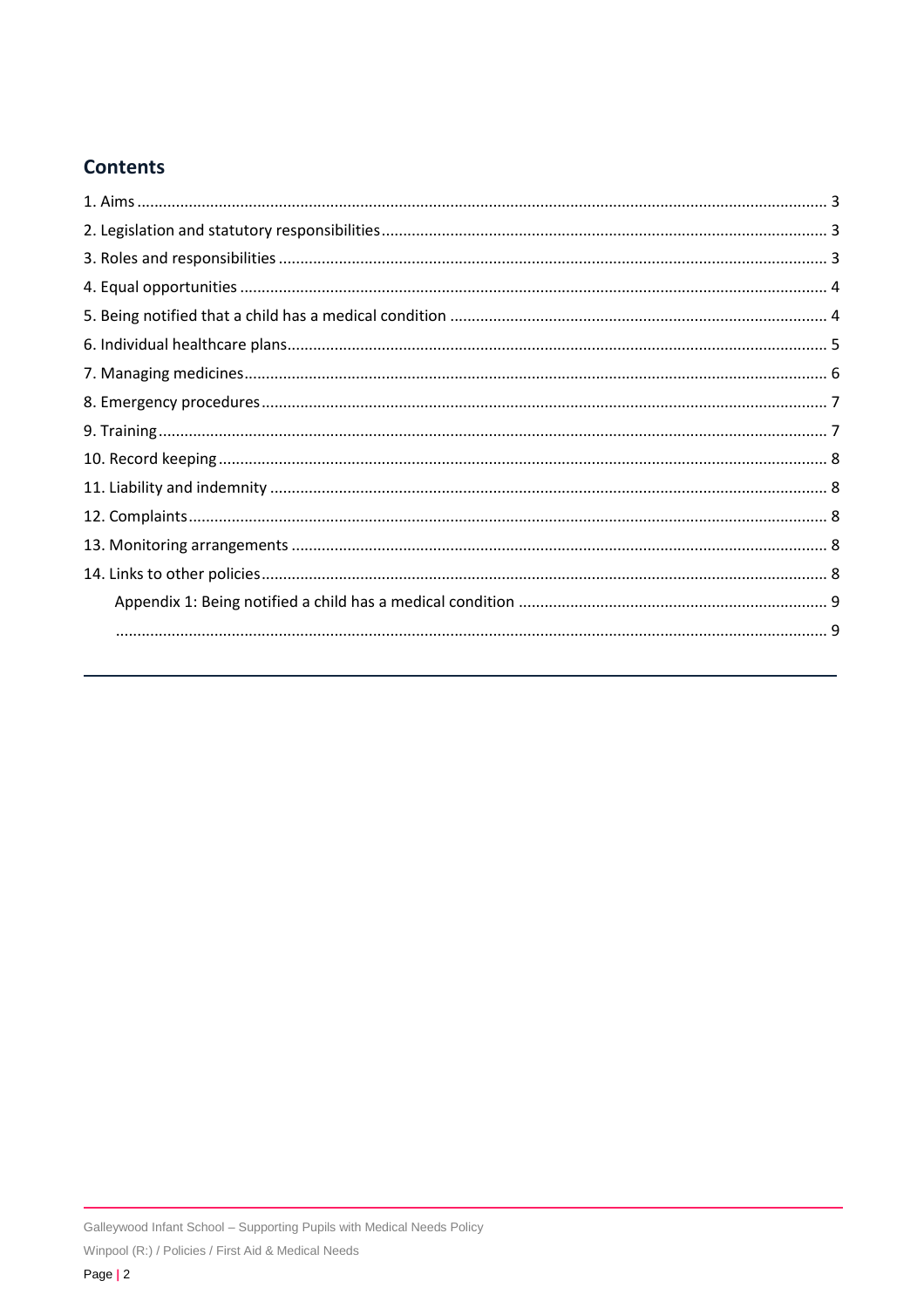## Contents

1. Aims ..... 3
2. Legislation and statutory responsibilities ..... 3
3. Roles and responsibilities ..... 3
4. Equal opportunities ..... 4
5. Being notified that a child has a medical condition ..... 4
6. Individual healthcare plans ..... 5
7. Managing medicines ..... 6
8. Emergency procedures ..... 7
9. Training ..... 7
10. Record keeping ..... 8
11. Liability and indemnity ..... 8
12. Complaints ..... 8
13. Monitoring arrangements ..... 8
14. Links to other policies ..... 8
    - Appendix 1: Being notified a child has a medical condition ..... 9
    - ..... 9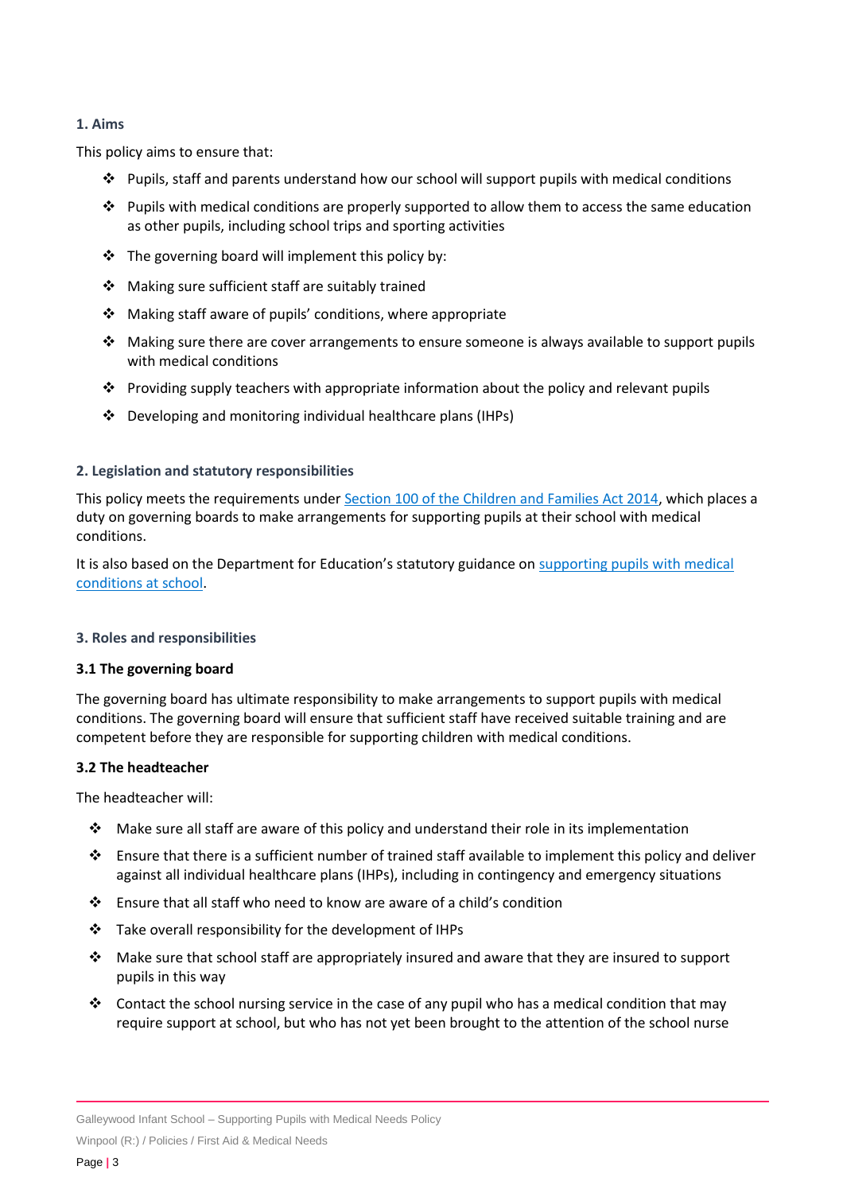## 1. Aims

This policy aims to ensure that:

- Pupils, staff and parents understand how our school will support pupils with medical conditions
- Pupils with medical conditions are properly supported to allow them to access the same education as other pupils, including school trips and sporting activities
- The governing board will implement this policy by:
- Making sure sufficient staff are suitably trained
- Making staff aware of pupils' conditions, where appropriate
- Making sure there are cover arrangements to ensure someone is always available to support pupils with medical conditions
- Providing supply teachers with appropriate information about the policy and relevant pupils
- Developing and monitoring individual healthcare plans (IHPs)

## 2. Legislation and statutory responsibilities

This policy meets the requirements under [Section 100 of the Children and Families Act 2014](), which places a duty on governing boards to make arrangements for supporting pupils at their school with medical conditions.

It is also based on the Department for Education's statutory guidance on [supporting pupils with medical conditions at school]().

## 3. Roles and responsibilities

### 3.1 The governing board

The governing board has ultimate responsibility to make arrangements to support pupils with medical conditions. The governing board will ensure that sufficient staff have received suitable training and are competent before they are responsible for supporting children with medical conditions.

### 3.2 The headteacher

The headteacher will:

- Make sure all staff are aware of this policy and understand their role in its implementation
- Ensure that there is a sufficient number of trained staff available to implement this policy and deliver against all individual healthcare plans (IHPs), including in contingency and emergency situations
- Ensure that all staff who need to know are aware of a child's condition
- Take overall responsibility for the development of IHPs
- Make sure that school staff are appropriately insured and aware that they are insured to support pupils in this way
- Contact the school nursing service in the case of any pupil who has a medical condition that may require support at school, but who has not yet been brought to the attention of the school nurse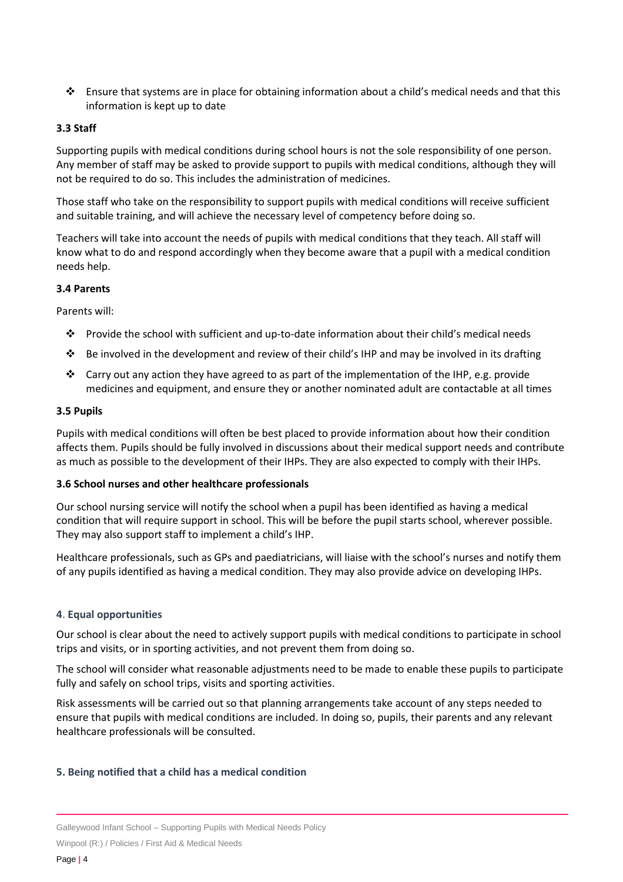- Ensure that systems are in place for obtaining information about a child's medical needs and that this information is kept up to date

### 3.3 Staff

Supporting pupils with medical conditions during school hours is not the sole responsibility of one person. Any member of staff may be asked to provide support to pupils with medical conditions, although they will not be required to do so. This includes the administration of medicines.

Those staff who take on the responsibility to support pupils with medical conditions will receive sufficient and suitable training, and will achieve the necessary level of competency before doing so.

Teachers will take into account the needs of pupils with medical conditions that they teach. All staff will know what to do and respond accordingly when they become aware that a pupil with a medical condition needs help.

### 3.4 Parents

Parents will:

- Provide the school with sufficient and up-to-date information about their child's medical needs
- Be involved in the development and review of their child's IHP and may be involved in its drafting
- Carry out any action they have agreed to as part of the implementation of the IHP, e.g. provide medicines and equipment, and ensure they or another nominated adult are contactable at all times

### 3.5 Pupils

Pupils with medical conditions will often be best placed to provide information about how their condition affects them. Pupils should be fully involved in discussions about their medical support needs and contribute as much as possible to the development of their IHPs. They are also expected to comply with their IHPs.

### 3.6 School nurses and other healthcare professionals

Our school nursing service will notify the school when a pupil has been identified as having a medical condition that will require support in school. This will be before the pupil starts school, wherever possible. They may also support staff to implement a child's IHP.

Healthcare professionals, such as GPs and paediatricians, will liaise with the school's nurses and notify them of any pupils identified as having a medical condition. They may also provide advice on developing IHPs.

## 4. Equal opportunities

Our school is clear about the need to actively support pupils with medical conditions to participate in school trips and visits, or in sporting activities, and not prevent them from doing so.

The school will consider what reasonable adjustments need to be made to enable these pupils to participate fully and safely on school trips, visits and sporting activities.

Risk assessments will be carried out so that planning arrangements take account of any steps needed to ensure that pupils with medical conditions are included. In doing so, pupils, their parents and any relevant healthcare professionals will be consulted.

## 5. Being notified that a child has a medical condition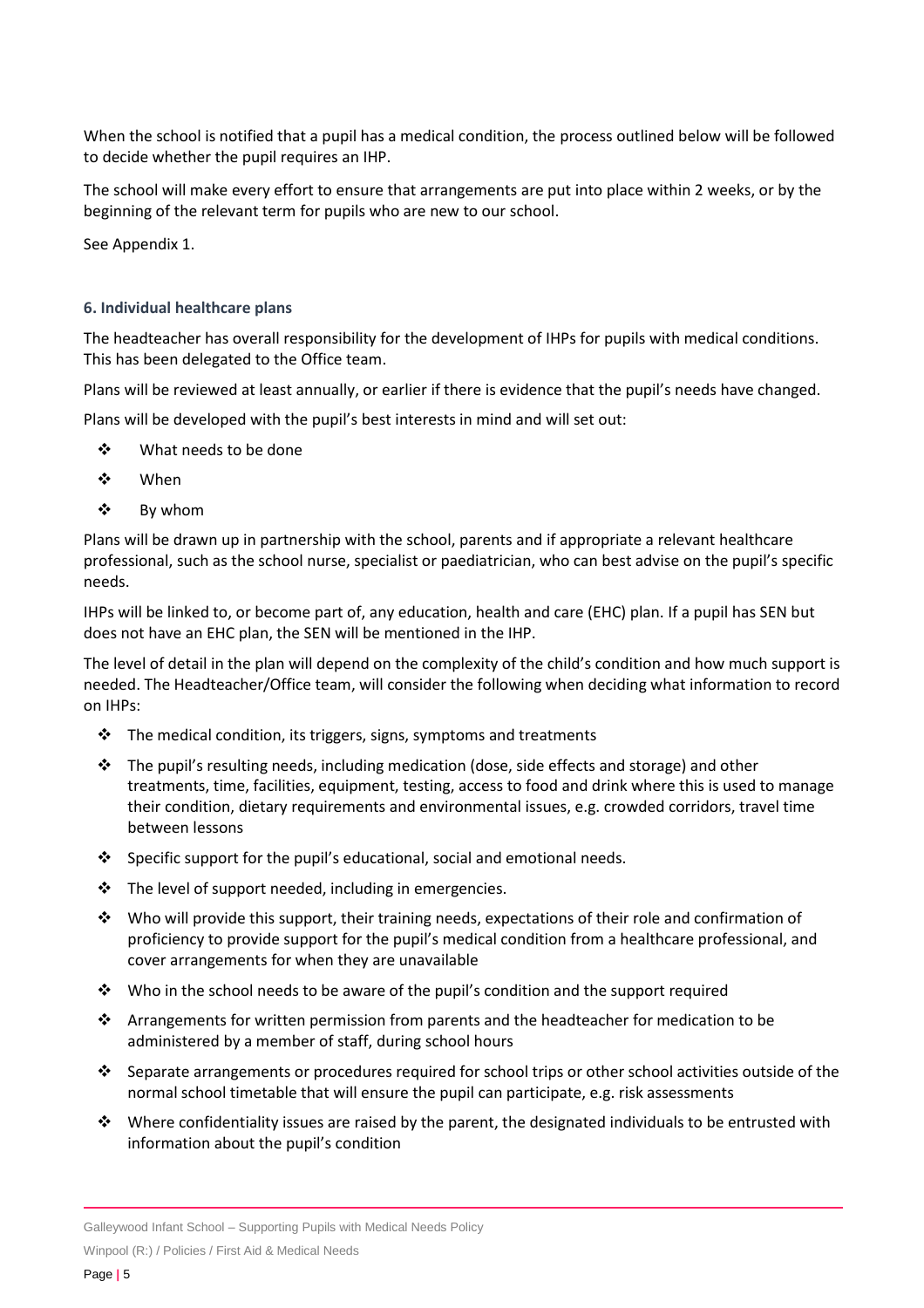When the school is notified that a pupil has a medical condition, the process outlined below will be followed to decide whether the pupil requires an IHP.

The school will make every effort to ensure that arrangements are put into place within 2 weeks, or by the beginning of the relevant term for pupils who are new to our school.

See Appendix 1.

### 6. Individual healthcare plans

The headteacher has overall responsibility for the development of IHPs for pupils with medical conditions. This has been delegated to the Office team.

Plans will be reviewed at least annually, or earlier if there is evidence that the pupil's needs have changed.

Plans will be developed with the pupil's best interests in mind and will set out:

- What needs to be done
- When
- By whom

Plans will be drawn up in partnership with the school, parents and if appropriate a relevant healthcare professional, such as the school nurse, specialist or paediatrician, who can best advise on the pupil's specific needs.

IHPs will be linked to, or become part of, any education, health and care (EHC) plan. If a pupil has SEN but does not have an EHC plan, the SEN will be mentioned in the IHP.

The level of detail in the plan will depend on the complexity of the child's condition and how much support is needed. The Headteacher/Office team, will consider the following when deciding what information to record on IHPs:

- The medical condition, its triggers, signs, symptoms and treatments
- The pupil's resulting needs, including medication (dose, side effects and storage) and other treatments, time, facilities, equipment, testing, access to food and drink where this is used to manage their condition, dietary requirements and environmental issues, e.g. crowded corridors, travel time between lessons
- Specific support for the pupil's educational, social and emotional needs.
- The level of support needed, including in emergencies.
- Who will provide this support, their training needs, expectations of their role and confirmation of proficiency to provide support for the pupil's medical condition from a healthcare professional, and cover arrangements for when they are unavailable
- Who in the school needs to be aware of the pupil's condition and the support required
- Arrangements for written permission from parents and the headteacher for medication to be administered by a member of staff, during school hours
- Separate arrangements or procedures required for school trips or other school activities outside of the normal school timetable that will ensure the pupil can participate, e.g. risk assessments
- Where confidentiality issues are raised by the parent, the designated individuals to be entrusted with information about the pupil's condition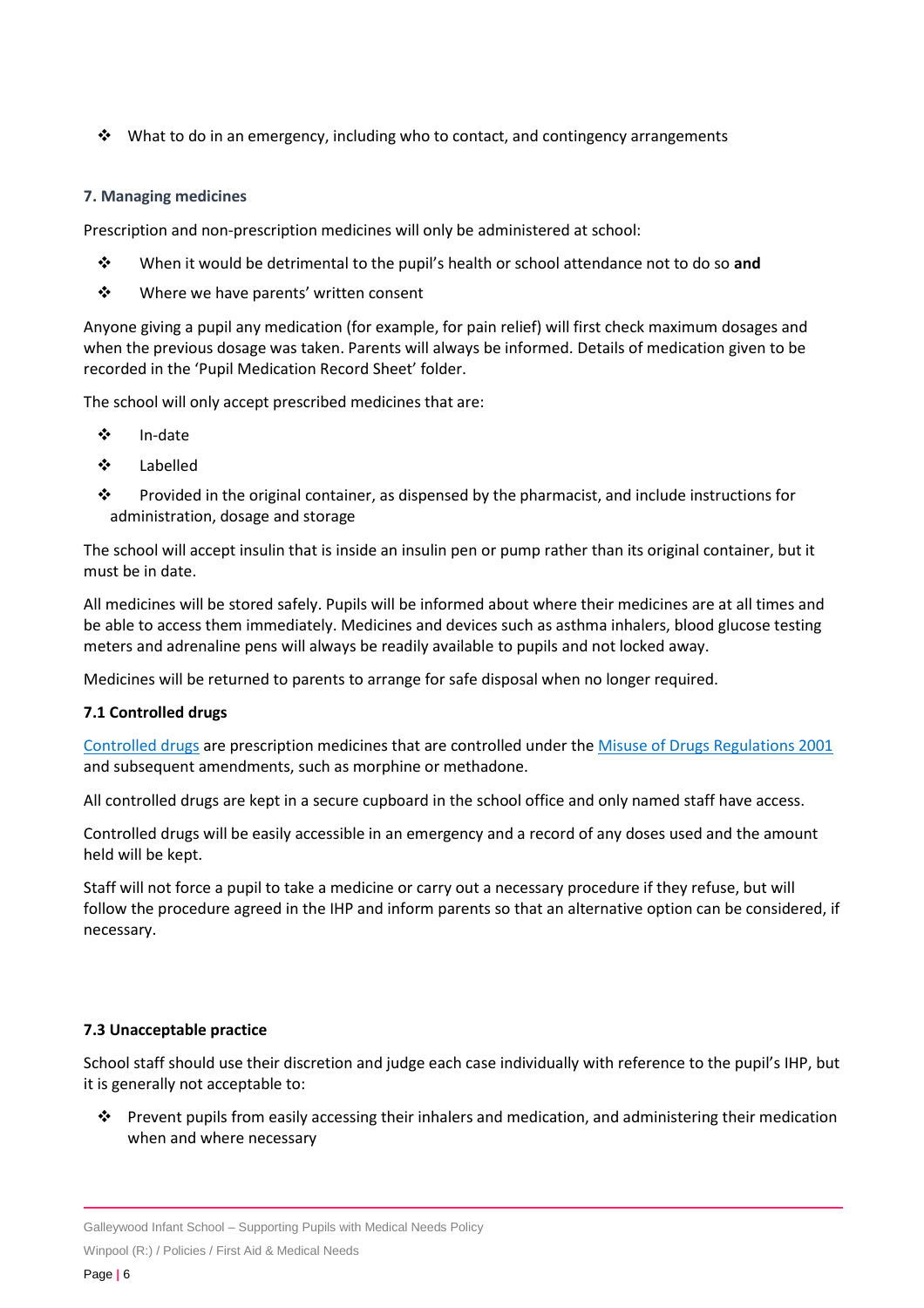- What to do in an emergency, including who to contact, and contingency arrangements

### 7. Managing medicines

Prescription and non-prescription medicines will only be administered at school:

- When it would be detrimental to the pupil's health or school attendance not to do so **and**
- Where we have parents' written consent

Anyone giving a pupil any medication (for example, for pain relief) will first check maximum dosages and when the previous dosage was taken. Parents will always be informed. Details of medication given to be recorded in the 'Pupil Medication Record Sheet' folder.

The school will only accept prescribed medicines that are:

- In-date
- Labelled
- Provided in the original container, as dispensed by the pharmacist, and include instructions for administration, dosage and storage

The school will accept insulin that is inside an insulin pen or pump rather than its original container, but it must be in date.

All medicines will be stored safely. Pupils will be informed about where their medicines are at all times and be able to access them immediately. Medicines and devices such as asthma inhalers, blood glucose testing meters and adrenaline pens will always be readily available to pupils and not locked away.

Medicines will be returned to parents to arrange for safe disposal when no longer required.

#### 7.1 Controlled drugs

Controlled drugs are prescription medicines that are controlled under the Misuse of Drugs Regulations 2001 and subsequent amendments, such as morphine or methadone.

All controlled drugs are kept in a secure cupboard in the school office and only named staff have access.

Controlled drugs will be easily accessible in an emergency and a record of any doses used and the amount held will be kept.

Staff will not force a pupil to take a medicine or carry out a necessary procedure if they refuse, but will follow the procedure agreed in the IHP and inform parents so that an alternative option can be considered, if necessary.

#### 7.3 Unacceptable practice

School staff should use their discretion and judge each case individually with reference to the pupil's IHP, but it is generally not acceptable to:

- Prevent pupils from easily accessing their inhalers and medication, and administering their medication when and where necessary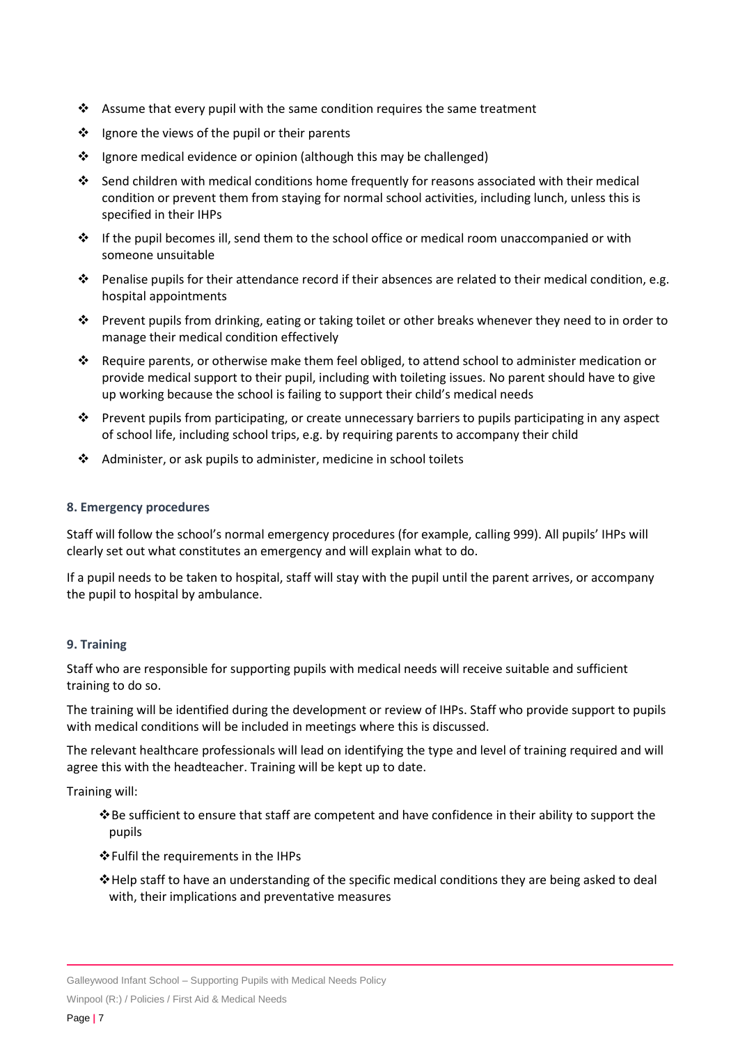- Assume that every pupil with the same condition requires the same treatment
- Ignore the views of the pupil or their parents
- Ignore medical evidence or opinion (although this may be challenged)
- Send children with medical conditions home frequently for reasons associated with their medical condition or prevent them from staying for normal school activities, including lunch, unless this is specified in their IHPs
- If the pupil becomes ill, send them to the school office or medical room unaccompanied or with someone unsuitable
- Penalise pupils for their attendance record if their absences are related to their medical condition, e.g. hospital appointments
- Prevent pupils from drinking, eating or taking toilet or other breaks whenever they need to in order to manage their medical condition effectively
- Require parents, or otherwise make them feel obliged, to attend school to administer medication or provide medical support to their pupil, including with toileting issues. No parent should have to give up working because the school is failing to support their child's medical needs
- Prevent pupils from participating, or create unnecessary barriers to pupils participating in any aspect of school life, including school trips, e.g. by requiring parents to accompany their child
- Administer, or ask pupils to administer, medicine in school toilets

### 8. Emergency procedures

Staff will follow the school's normal emergency procedures (for example, calling 999). All pupils' IHPs will clearly set out what constitutes an emergency and will explain what to do.

If a pupil needs to be taken to hospital, staff will stay with the pupil until the parent arrives, or accompany the pupil to hospital by ambulance.

### 9. Training

Staff who are responsible for supporting pupils with medical needs will receive suitable and sufficient training to do so.

The training will be identified during the development or review of IHPs. Staff who provide support to pupils with medical conditions will be included in meetings where this is discussed.

The relevant healthcare professionals will lead on identifying the type and level of training required and will agree this with the headteacher. Training will be kept up to date.

Training will:

- Be sufficient to ensure that staff are competent and have confidence in their ability to support the pupils
- Fulfil the requirements in the IHPs
- Help staff to have an understanding of the specific medical conditions they are being asked to deal with, their implications and preventative measures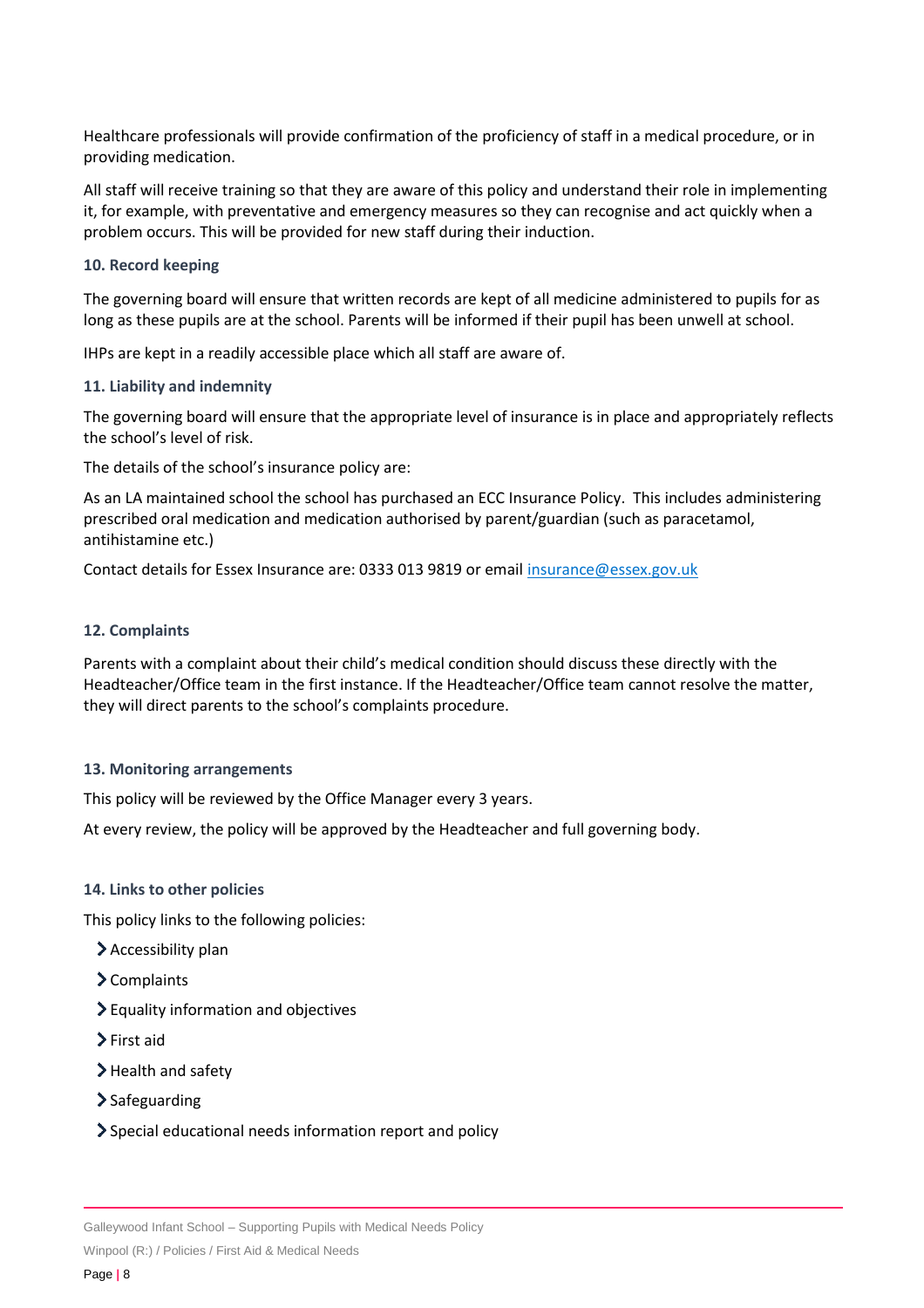Healthcare professionals will provide confirmation of the proficiency of staff in a medical procedure, or in providing medication.

All staff will receive training so that they are aware of this policy and understand their role in implementing it, for example, with preventative and emergency measures so they can recognise and act quickly when a problem occurs. This will be provided for new staff during their induction.

### 10. Record keeping

The governing board will ensure that written records are kept of all medicine administered to pupils for as long as these pupils are at the school. Parents will be informed if their pupil has been unwell at school.

IHPs are kept in a readily accessible place which all staff are aware of.

### 11. Liability and indemnity

The governing board will ensure that the appropriate level of insurance is in place and appropriately reflects the school's level of risk.

The details of the school's insurance policy are:

As an LA maintained school the school has purchased an ECC Insurance Policy. This includes administering prescribed oral medication and medication authorised by parent/guardian (such as paracetamol, antihistamine etc.)

Contact details for Essex Insurance are: 0333 013 9819 or email insurance@essex.gov.uk

### 12. Complaints

Parents with a complaint about their child's medical condition should discuss these directly with the Headteacher/Office team in the first instance. If the Headteacher/Office team cannot resolve the matter, they will direct parents to the school's complaints procedure.

### 13. Monitoring arrangements

This policy will be reviewed by the Office Manager every 3 years.

At every review, the policy will be approved by the Headteacher and full governing body.

### 14. Links to other policies

This policy links to the following policies:

- Accessibility plan
- Complaints
- Equality information and objectives
- First aid
- Health and safety
- Safeguarding
- Special educational needs information report and policy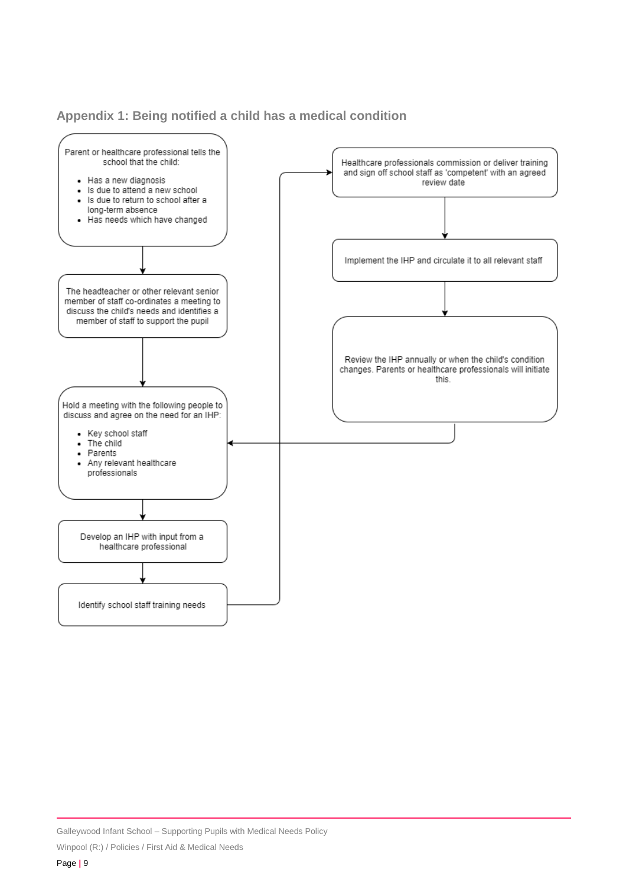## Appendix 1: Being notified a child has a medical condition

Parent or healthcare professional tells the school that the child:

- Has a new diagnosis
- Is due to attend a new school
- Is due to return to school after a long-term absence
- Has needs which have changed

The headteacher or other relevant senior member of staff co-ordinates a meeting to discuss the child's needs and identifies a member of staff to support the pupil

Hold a meeting with the following people to discuss and agree on the need for an IHP:

- Key school staff
- The child
- Parents
- Any relevant healthcare professionals

Develop an IHP with input from a healthcare professional

Identify school staff training needs

Healthcare professionals commission or deliver training and sign off school staff as 'competent' with an agreed review date

Implement the IHP and circulate it to all relevant staff

Review the IHP annually or when the child's condition changes. Parents or healthcare professionals will initiate this.